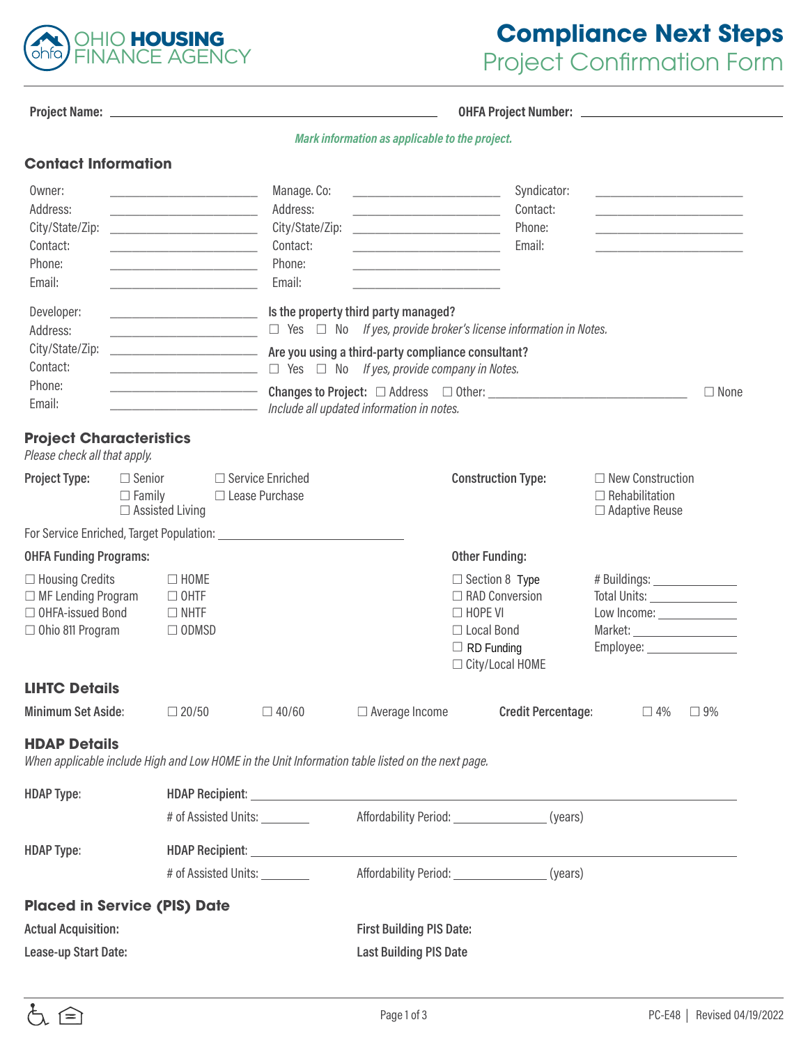# Compliance Next Steps

## Project Confirmation Form

**Project Name:** ______________________ **OHFA Project Number:** ______________________

*Mark information as applicable to the project.*

## Contact Information

| | | | | | |
|---|---|---|---|---|---|
| Owner: | ________ | Manage. Co: | ________ | Syndicator: | ________ |
| Address: | ________ | Address: | ________ | Contact: | ________ |
| City/State/Zip: | ________ | City/State/Zip: | ________ | Phone: | ________ |
| Contact: | ________ | Contact: | ________ | Email: | ________ |
| Phone: | ________ | Phone: | ________ | | |
| Email: | ________ | Email: | ________ | | |

Developer: ________
Address: ________
City/State/Zip: ________
Contact: ________
Phone: ________
Email: ________

**Is the property third party managed?**
☐ Yes ☐ No *If yes, provide broker's license information in Notes.*

**Are you using a third-party compliance consultant?**
☐ Yes ☐ No *If yes, provide company in Notes.*

**Changes to Project:** ☐ Address ☐ Other: ________ ☐ None
*Include all updated information in notes.*

## Project Characteristics

*Please check all that apply.*

**Project Type:** ☐ Senior ☐ Family ☐ Assisted Living ☐ Service Enriched ☐ Lease Purchase

**Construction Type:** ☐ New Construction ☐ Rehabilitation ☐ Adaptive Reuse

For Service Enriched, Target Population: ________

**OHFA Funding Programs:**

☐ Housing Credits ☐ HOME
☐ MF Lending Program ☐ OHTF
☐ OHFA-issued Bond ☐ NHTF
☐ Ohio 811 Program ☐ ODMSD

**Other Funding:**

☐ Section 8 Type
☐ RAD Conversion
☐ HOPE VI
☐ Local Bond
☐ RD Funding
☐ City/Local HOME

# Buildings: ________
Total Units: ________
Low Income: ________
Market: ________
Employee: ________

## LIHTC Details

**Minimum Set Aside:** ☐ 20/50 ☐ 40/60 ☐ Average Income

**Credit Percentage:** ☐ 4% ☐ 9%

## HDAP Details

*When applicable include High and Low HOME in the Unit Information table listed on the next page.*

**HDAP Type:** **HDAP Recipient:** ________
# of Assisted Units: ________ Affordability Period: ________ (years)

**HDAP Type:** **HDAP Recipient:** ________
# of Assisted Units: ________ Affordability Period: ________ (years)

## Placed in Service (PIS) Date

**Actual Acquisition:**

**First Building PIS Date:**

**Lease-up Start Date:**

**Last Building PIS Date**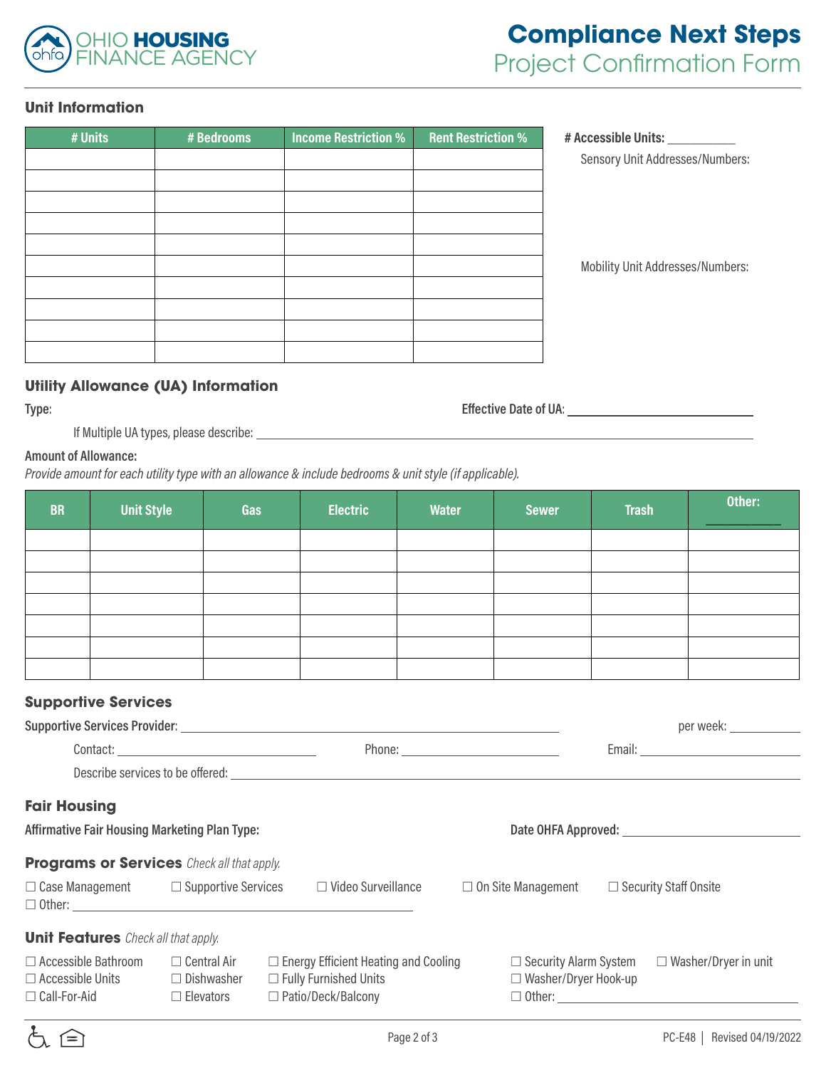# Compliance Next Steps
## Project Confirmation Form

### Unit Information

| # Units | # Bedrooms | Income Restriction % | Rent Restriction % |
|---|---|---|---|
| | | | |
| | | | |
| | | | |
| | | | |
| | | | |
| | | | |
| | | | |
| | | | |
| | | | |
| | | | |

**# Accessible Units:** __________

Sensory Unit Addresses/Numbers:

Mobility Unit Addresses/Numbers:

### Utility Allowance (UA) Information

**Type:**

**Effective Date of UA:** ______________________

If Multiple UA types, please describe: ______________________

**Amount of Allowance:**

*Provide amount for each utility type with an allowance & include bedrooms & unit style (if applicable).*

| BR | Unit Style | Gas | Electric | Water | Sewer | Trash | Other: ________ |
|---|---|---|---|---|---|---|---|
| | | | | | | | |
| | | | | | | | |
| | | | | | | | |
| | | | | | | | |
| | | | | | | | |
| | | | | | | | |
| | | | | | | | |

### Supportive Services

**Supportive Services Provider:** ______________________ per week: __________

Contact: ______________________ Phone: ______________________ Email: ______________________

Describe services to be offered: ______________________

### Fair Housing

**Affirmative Fair Housing Marketing Plan Type:**

**Date OHFA Approved:** ______________________

### Programs or Services *Check all that apply.*

☐ Case Management ☐ Supportive Services ☐ Video Surveillance ☐ On Site Management ☐ Security Staff Onsite

☐ Other: ______________________

### Unit Features *Check all that apply.*

☐ Accessible Bathroom ☐ Central Air ☐ Energy Efficient Heating and Cooling ☐ Security Alarm System ☐ Washer/Dryer in unit

☐ Accessible Units ☐ Dishwasher ☐ Fully Furnished Units ☐ Washer/Dryer Hook-up

☐ Call-For-Aid ☐ Elevators ☐ Patio/Deck/Balcony ☐ Other: ______________________

PC-E48 | Revised 04/19/2022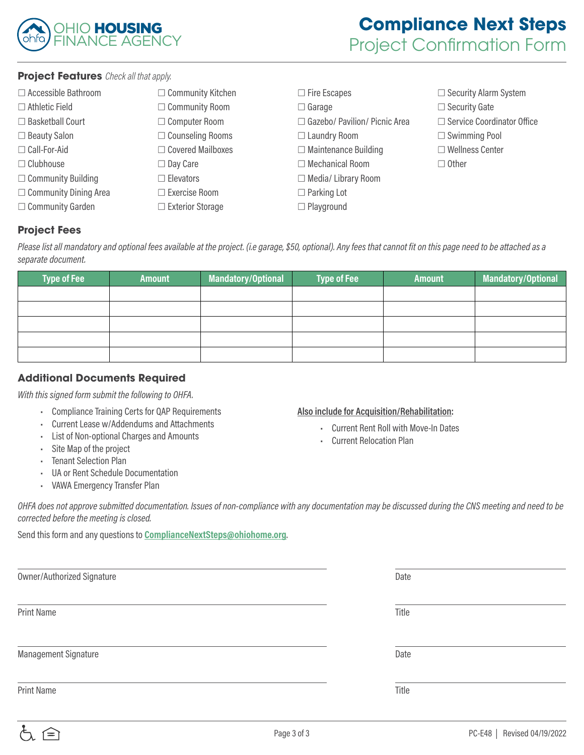# Compliance Next Steps
## Project Confirmation Form

OHIO HOUSING FINANCE AGENCY

### Project Features *Check all that apply.*

- ☐ Accessible Bathroom
- ☐ Athletic Field
- ☐ Basketball Court
- ☐ Beauty Salon
- ☐ Call-For-Aid
- ☐ Clubhouse
- ☐ Community Building
- ☐ Community Dining Area
- ☐ Community Garden
- ☐ Community Kitchen
- ☐ Community Room
- ☐ Computer Room
- ☐ Counseling Rooms
- ☐ Covered Mailboxes
- ☐ Day Care
- ☐ Elevators
- ☐ Exercise Room
- ☐ Exterior Storage
- ☐ Fire Escapes
- ☐ Garage
- ☐ Gazebo/ Pavilion/ Picnic Area
- ☐ Laundry Room
- ☐ Maintenance Building
- ☐ Mechanical Room
- ☐ Media/ Library Room
- ☐ Parking Lot
- ☐ Playground
- ☐ Security Alarm System
- ☐ Security Gate
- ☐ Service Coordinator Office
- ☐ Swimming Pool
- ☐ Wellness Center
- ☐ Other

### Project Fees

*Please list all mandatory and optional fees available at the project. (i.e garage, $50, optional). Any fees that cannot fit on this page need to be attached as a separate document.*

| Type of Fee | Amount | Mandatory/Optional | Type of Fee | Amount | Mandatory/Optional |
|---|---|---|---|---|---|
| | | | | | |
| | | | | | |
| | | | | | |
| | | | | | |
| | | | | | |

### Additional Documents Required

*With this signed form submit the following to OHFA.*

- Compliance Training Certs for QAP Requirements
- Current Lease w/Addendums and Attachments
- List of Non-optional Charges and Amounts
- Site Map of the project
- Tenant Selection Plan
- UA or Rent Schedule Documentation
- VAWA Emergency Transfer Plan

**Also include for Acquisition/Rehabilitation:**

- Current Rent Roll with Move-In Dates
- Current Relocation Plan

*OHFA does not approve submitted documentation. Issues of non-compliance with any documentation may be discussed during the CNS meeting and need to be corrected before the meeting is closed.*

Send this form and any questions to **ComplianceNextSteps@ohiohome.org**.

Owner/Authorized Signature ______________________ Date ______________

Print Name ______________________ Title ______________

Management Signature ______________________ Date ______________

Print Name ______________________ Title ______________

PC-E48 | Revised 04/19/2022